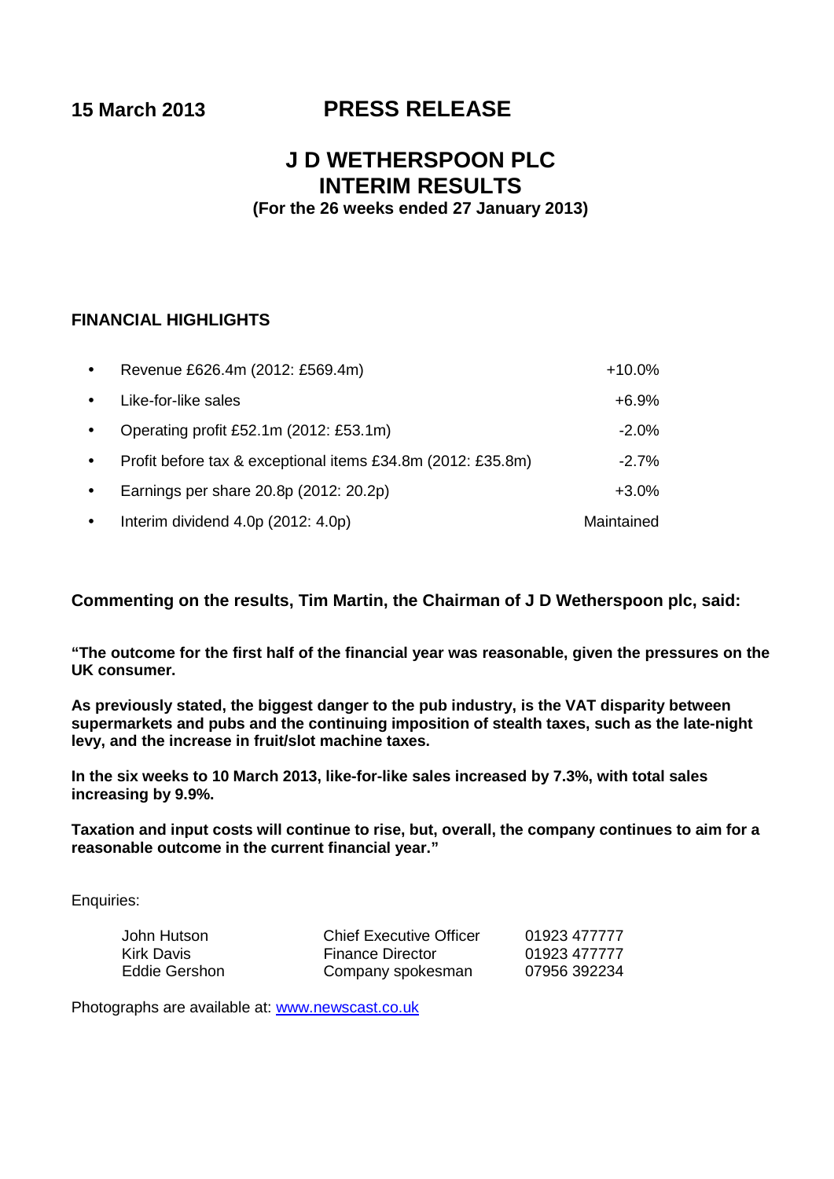**15 March 2013** **PRESS RELEASE**

# J D WETHERSPOON PLC
# INTERIM RESULTS
**(For the 26 weeks ended 27 January 2013)**

## FINANCIAL HIGHLIGHTS

| | |
|---|---|
| • Revenue £626.4m (2012: £569.4m) | +10.0% |
| • Like-for-like sales | +6.9% |
| • Operating profit £52.1m (2012: £53.1m) | -2.0% |
| • Profit before tax & exceptional items £34.8m (2012: £35.8m) | -2.7% |
| • Earnings per share 20.8p (2012: 20.2p) | +3.0% |
| • Interim dividend 4.0p (2012: 4.0p) | Maintained |

**Commenting on the results, Tim Martin, the Chairman of J D Wetherspoon plc, said:**

**"The outcome for the first half of the financial year was reasonable, given the pressures on the UK consumer.**

**As previously stated, the biggest danger to the pub industry, is the VAT disparity between supermarkets and pubs and the continuing imposition of stealth taxes, such as the late-night levy, and the increase in fruit/slot machine taxes.**

**In the six weeks to 10 March 2013, like-for-like sales increased by 7.3%, with total sales increasing by 9.9%.**

**Taxation and input costs will continue to rise, but, overall, the company continues to aim for a reasonable outcome in the current financial year."**

Enquiries:

| | | |
|---|---|---|
| John Hutson | Chief Executive Officer | 01923 477777 |
| Kirk Davis | Finance Director | 01923 477777 |
| Eddie Gershon | Company spokesman | 07956 392234 |

Photographs are available at: www.newscast.co.uk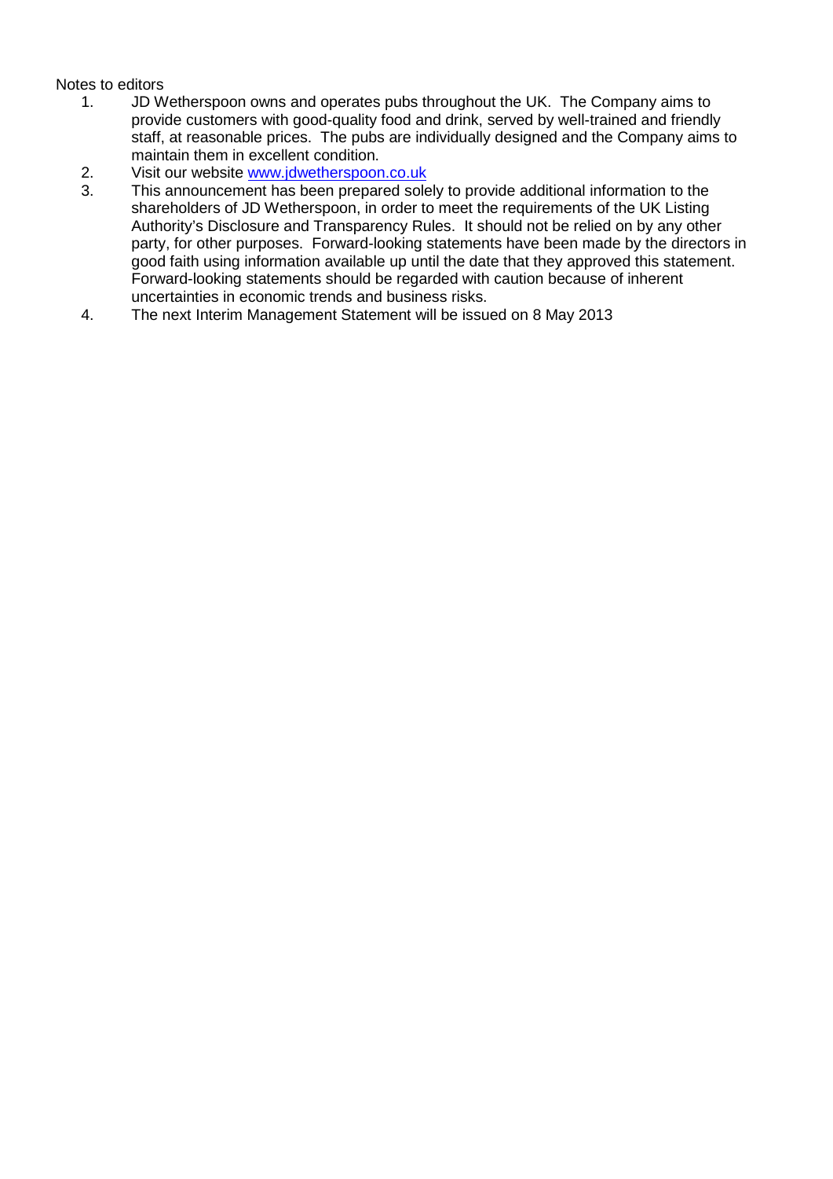Notes to editors

1. JD Wetherspoon owns and operates pubs throughout the UK. The Company aims to provide customers with good-quality food and drink, served by well-trained and friendly staff, at reasonable prices. The pubs are individually designed and the Company aims to maintain them in excellent condition.
2. Visit our website www.jdwetherspoon.co.uk
3. This announcement has been prepared solely to provide additional information to the shareholders of JD Wetherspoon, in order to meet the requirements of the UK Listing Authority's Disclosure and Transparency Rules. It should not be relied on by any other party, for other purposes. Forward-looking statements have been made by the directors in good faith using information available up until the date that they approved this statement. Forward-looking statements should be regarded with caution because of inherent uncertainties in economic trends and business risks.
4. The next Interim Management Statement will be issued on 8 May 2013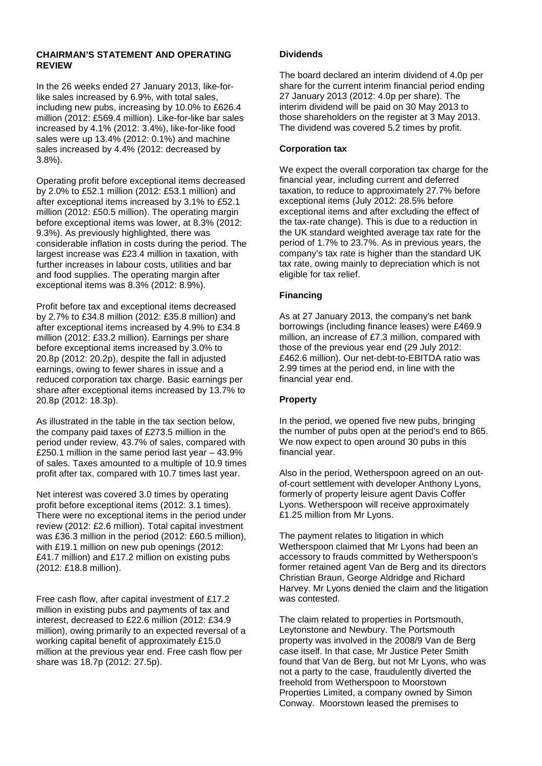**CHAIRMAN'S STATEMENT AND OPERATING REVIEW**

In the 26 weeks ended 27 January 2013, like-for-like sales increased by 6.9%, with total sales, including new pubs, increasing by 10.0% to £626.4 million (2012: £569.4 million). Like-for-like bar sales increased by 4.1% (2012: 3.4%), like-for-like food sales were up 13.4% (2012: 0.1%) and machine sales increased by 4.4% (2012: decreased by 3.8%).

Operating profit before exceptional items decreased by 2.0% to £52.1 million (2012: £53.1 million) and after exceptional items increased by 3.1% to £52.1 million (2012: £50.5 million). The operating margin before exceptional items was lower, at 8.3% (2012: 9.3%). As previously highlighted, there was considerable inflation in costs during the period. The largest increase was £23.4 million in taxation, with further increases in labour costs, utilities and bar and food supplies. The operating margin after exceptional items was 8.3% (2012: 8.9%).

Profit before tax and exceptional items decreased by 2.7% to £34.8 million (2012: £35.8 million) and after exceptional items increased by 4.9% to £34.8 million (2012: £33.2 million). Earnings per share before exceptional items increased by 3.0% to 20.8p (2012: 20.2p), despite the fall in adjusted earnings, owing to fewer shares in issue and a reduced corporation tax charge. Basic earnings per share after exceptional items increased by 13.7% to 20.8p (2012: 18.3p).

As illustrated in the table in the tax section below, the company paid taxes of £273.5 million in the period under review, 43.7% of sales, compared with £250.1 million in the same period last year – 43.9% of sales. Taxes amounted to a multiple of 10.9 times profit after tax, compared with 10.7 times last year.

Net interest was covered 3.0 times by operating profit before exceptional items (2012: 3.1 times). There were no exceptional items in the period under review (2012: £2.6 million). Total capital investment was £36.3 million in the period (2012: £60.5 million), with £19.1 million on new pub openings (2012: £41.7 million) and £17.2 million on existing pubs (2012: £18.8 million).

Free cash flow, after capital investment of £17.2 million in existing pubs and payments of tax and interest, decreased to £22.6 million (2012: £34.9 million), owing primarily to an expected reversal of a working capital benefit of approximately £15.0 million at the previous year end. Free cash flow per share was 18.7p (2012: 27.5p).

**Dividends**

The board declared an interim dividend of 4.0p per share for the current interim financial period ending 27 January 2013 (2012: 4.0p per share). The interim dividend will be paid on 30 May 2013 to those shareholders on the register at 3 May 2013. The dividend was covered 5.2 times by profit.

**Corporation tax**

We expect the overall corporation tax charge for the financial year, including current and deferred taxation, to reduce to approximately 27.7% before exceptional items (July 2012: 28.5% before exceptional items and after excluding the effect of the tax-rate change). This is due to a reduction in the UK standard weighted average tax rate for the period of 1.7% to 23.7%. As in previous years, the company's tax rate is higher than the standard UK tax rate, owing mainly to depreciation which is not eligible for tax relief.

**Financing**

As at 27 January 2013, the company's net bank borrowings (including finance leases) were £469.9 million, an increase of £7.3 million, compared with those of the previous year end (29 July 2012: £462.6 million). Our net-debt-to-EBITDA ratio was 2.99 times at the period end, in line with the financial year end.

**Property**

In the period, we opened five new pubs, bringing the number of pubs open at the period's end to 865. We now expect to open around 30 pubs in this financial year.

Also in the period, Wetherspoon agreed on an out-of-court settlement with developer Anthony Lyons, formerly of property leisure agent Davis Coffer Lyons. Wetherspoon will receive approximately £1.25 million from Mr Lyons.

The payment relates to litigation in which Wetherspoon claimed that Mr Lyons had been an accessory to frauds committed by Wetherspoon's former retained agent Van de Berg and its directors Christian Braun, George Aldridge and Richard Harvey. Mr Lyons denied the claim and the litigation was contested.

The claim related to properties in Portsmouth, Leytonstone and Newbury. The Portsmouth property was involved in the 2008/9 Van de Berg case itself. In that case, Mr Justice Peter Smith found that Van de Berg, but not Mr Lyons, who was not a party to the case, fraudulently diverted the freehold from Wetherspoon to Moorstown Properties Limited, a company owned by Simon Conway. Moorstown leased the premises to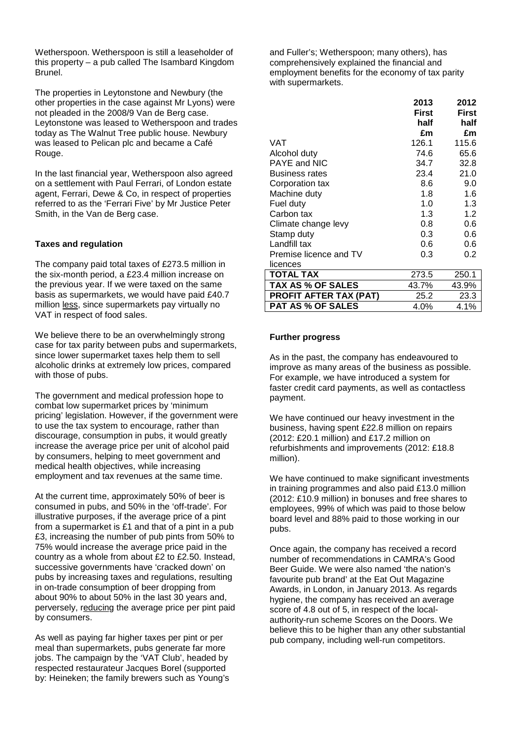Wetherspoon. Wetherspoon is still a leaseholder of this property – a pub called The Isambard Kingdom Brunel.

The properties in Leytonstone and Newbury (the other properties in the case against Mr Lyons) were not pleaded in the 2008/9 Van de Berg case. Leytonstone was leased to Wetherspoon and trades today as The Walnut Tree public house. Newbury was leased to Pelican plc and became a Café Rouge.

In the last financial year, Wetherspoon also agreed on a settlement with Paul Ferrari, of London estate agent, Ferrari, Dewe & Co, in respect of properties referred to as the 'Ferrari Five' by Mr Justice Peter Smith, in the Van de Berg case.

**Taxes and regulation**

The company paid total taxes of £273.5 million in the six-month period, a £23.4 million increase on the previous year. If we were taxed on the same basis as supermarkets, we would have paid £40.7 million less, since supermarkets pay virtually no VAT in respect of food sales.

We believe there to be an overwhelmingly strong case for tax parity between pubs and supermarkets, since lower supermarket taxes help them to sell alcoholic drinks at extremely low prices, compared with those of pubs.

The government and medical profession hope to combat low supermarket prices by 'minimum pricing' legislation. However, if the government were to use the tax system to encourage, rather than discourage, consumption in pubs, it would greatly increase the average price per unit of alcohol paid by consumers, helping to meet government and medical health objectives, while increasing employment and tax revenues at the same time.

At the current time, approximately 50% of beer is consumed in pubs, and 50% in the 'off-trade'. For illustrative purposes, if the average price of a pint from a supermarket is £1 and that of a pint in a pub £3, increasing the number of pub pints from 50% to 75% would increase the average price paid in the country as a whole from about £2 to £2.50. Instead, successive governments have 'cracked down' on pubs by increasing taxes and regulations, resulting in on-trade consumption of beer dropping from about 90% to about 50% in the last 30 years and, perversely, reducing the average price per pint paid by consumers.

As well as paying far higher taxes per pint or per meal than supermarkets, pubs generate far more jobs. The campaign by the 'VAT Club', headed by respected restaurateur Jacques Borel (supported by: Heineken; the family brewers such as Young's and Fuller's; Wetherspoon; many others), has comprehensively explained the financial and employment benefits for the economy of tax parity with supermarkets.

| | 2013 First half £m | 2012 First half £m |
|---|---|---|
| VAT | 126.1 | 115.6 |
| Alcohol duty | 74.6 | 65.6 |
| PAYE and NIC | 34.7 | 32.8 |
| Business rates | 23.4 | 21.0 |
| Corporation tax | 8.6 | 9.0 |
| Machine duty | 1.8 | 1.6 |
| Fuel duty | 1.0 | 1.3 |
| Carbon tax | 1.3 | 1.2 |
| Climate change levy | 0.8 | 0.6 |
| Stamp duty | 0.3 | 0.6 |
| Landfill tax | 0.6 | 0.6 |
| Premise licence and TV licences | 0.3 | 0.2 |
| **TOTAL TAX** | 273.5 | 250.1 |
| **TAX AS % OF SALES** | 43.7% | 43.9% |
| **PROFIT AFTER TAX (PAT)** | 25.2 | 23.3 |
| **PAT AS % OF SALES** | 4.0% | 4.1% |

**Further progress**

As in the past, the company has endeavoured to improve as many areas of the business as possible. For example, we have introduced a system for faster credit card payments, as well as contactless payment.

We have continued our heavy investment in the business, having spent £22.8 million on repairs (2012: £20.1 million) and £17.2 million on refurbishments and improvements (2012: £18.8 million).

We have continued to make significant investments in training programmes and also paid £13.0 million (2012: £10.9 million) in bonuses and free shares to employees, 99% of which was paid to those below board level and 88% paid to those working in our pubs.

Once again, the company has received a record number of recommendations in CAMRA's Good Beer Guide. We were also named 'the nation's favourite pub brand' at the Eat Out Magazine Awards, in London, in January 2013. As regards hygiene, the company has received an average score of 4.8 out of 5, in respect of the local-authority-run scheme Scores on the Doors. We believe this to be higher than any other substantial pub company, including well-run competitors.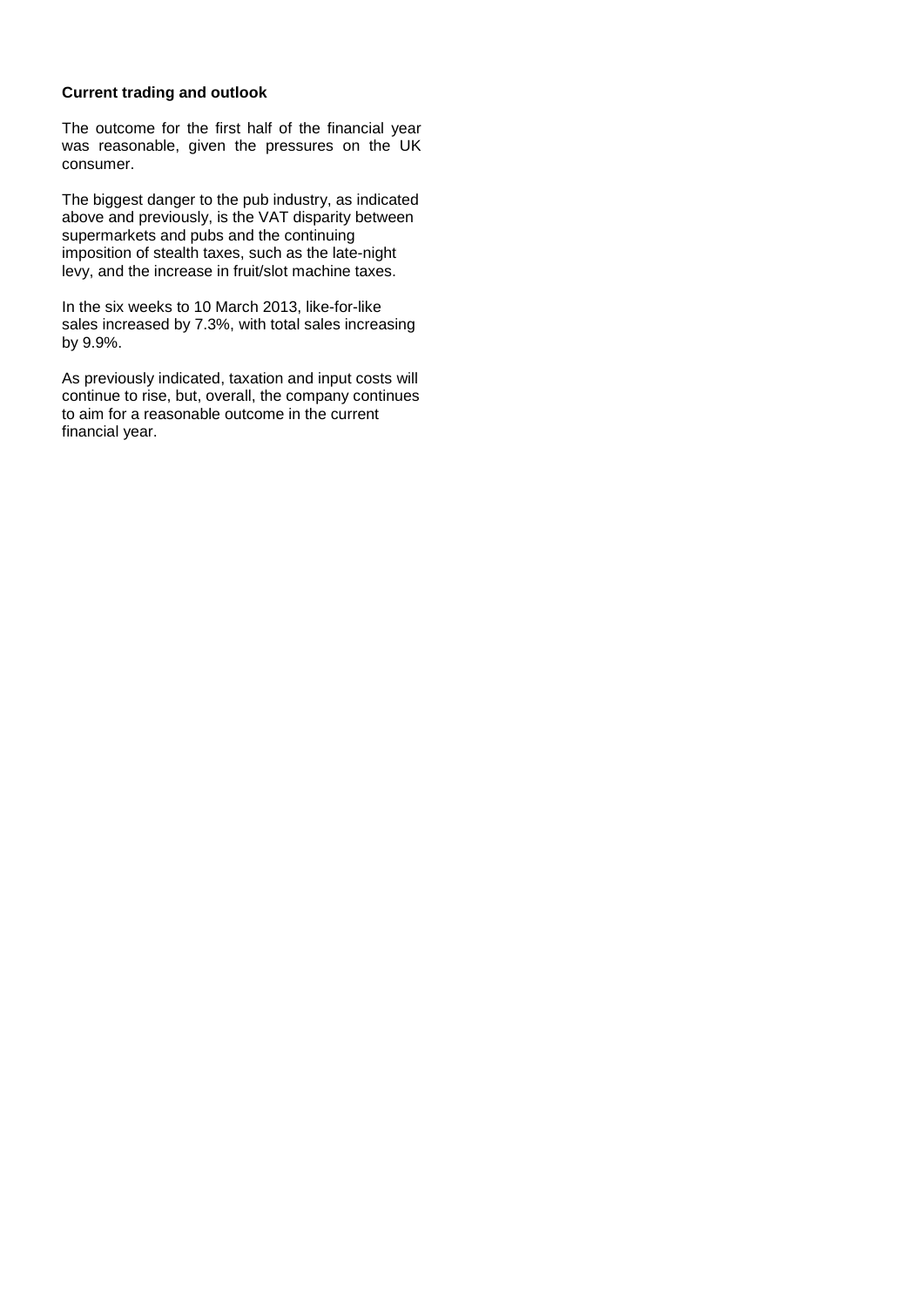**Current trading and outlook**

The outcome for the first half of the financial year was reasonable, given the pressures on the UK consumer.

The biggest danger to the pub industry, as indicated above and previously, is the VAT disparity between supermarkets and pubs and the continuing imposition of stealth taxes, such as the late-night levy, and the increase in fruit/slot machine taxes.

In the six weeks to 10 March 2013, like-for-like sales increased by 7.3%, with total sales increasing by 9.9%.

As previously indicated, taxation and input costs will continue to rise, but, overall, the company continues to aim for a reasonable outcome in the current financial year.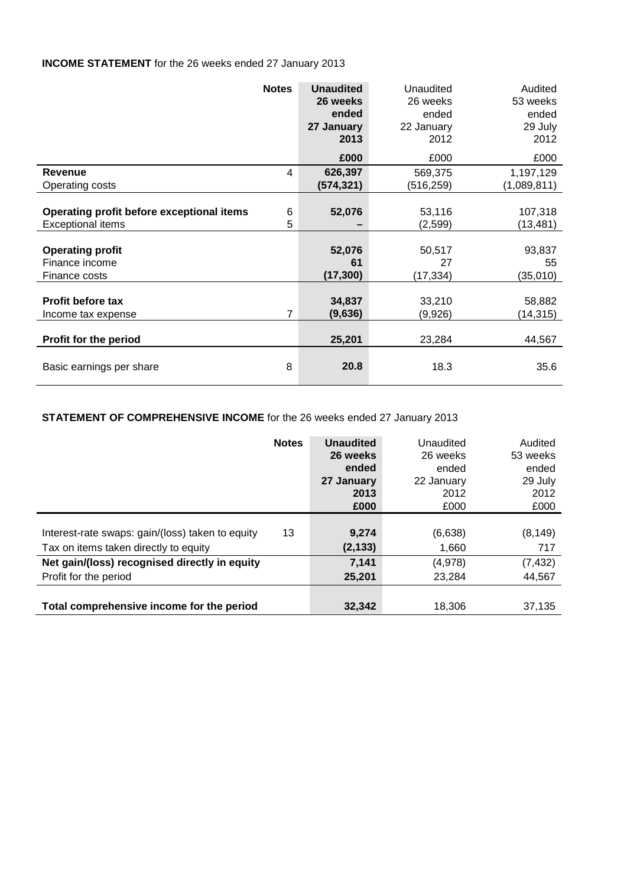**INCOME STATEMENT** for the 26 weeks ended 27 January 2013

| | Notes | **Unaudited 26 weeks ended 27 January 2013** | Unaudited 26 weeks ended 22 January 2012 | Audited 53 weeks ended 29 July 2012 |
|---|---|---|---|---|
| | | **£000** | £000 | £000 |
| **Revenue** | 4 | **626,397** | 569,375 | 1,197,129 |
| Operating costs | | **(574,321)** | (516,259) | (1,089,811) |
| **Operating profit before exceptional items** | 6 | **52,076** | 53,116 | 107,318 |
| Exceptional items | 5 | **–** | (2,599) | (13,481) |
| **Operating profit** | | **52,076** | 50,517 | 93,837 |
| Finance income | | **61** | 27 | 55 |
| Finance costs | | **(17,300)** | (17,334) | (35,010) |
| **Profit before tax** | | **34,837** | 33,210 | 58,882 |
| Income tax expense | 7 | **(9,636)** | (9,926) | (14,315) |
| **Profit for the period** | | **25,201** | 23,284 | 44,567 |
| Basic earnings per share | 8 | **20.8** | 18.3 | 35.6 |

**STATEMENT OF COMPREHENSIVE INCOME** for the 26 weeks ended 27 January 2013

| | Notes | **Unaudited 26 weeks ended 27 January 2013 £000** | Unaudited 26 weeks ended 22 January 2012 £000 | Audited 53 weeks ended 29 July 2012 £000 |
|---|---|---|---|---|
| Interest-rate swaps: gain/(loss) taken to equity | 13 | **9,274** | (6,638) | (8,149) |
| Tax on items taken directly to equity | | **(2,133)** | 1,660 | 717 |
| **Net gain/(loss) recognised directly in equity** | | **7,141** | (4,978) | (7,432) |
| Profit for the period | | **25,201** | 23,284 | 44,567 |
| **Total comprehensive income for the period** | | **32,342** | 18,306 | 37,135 |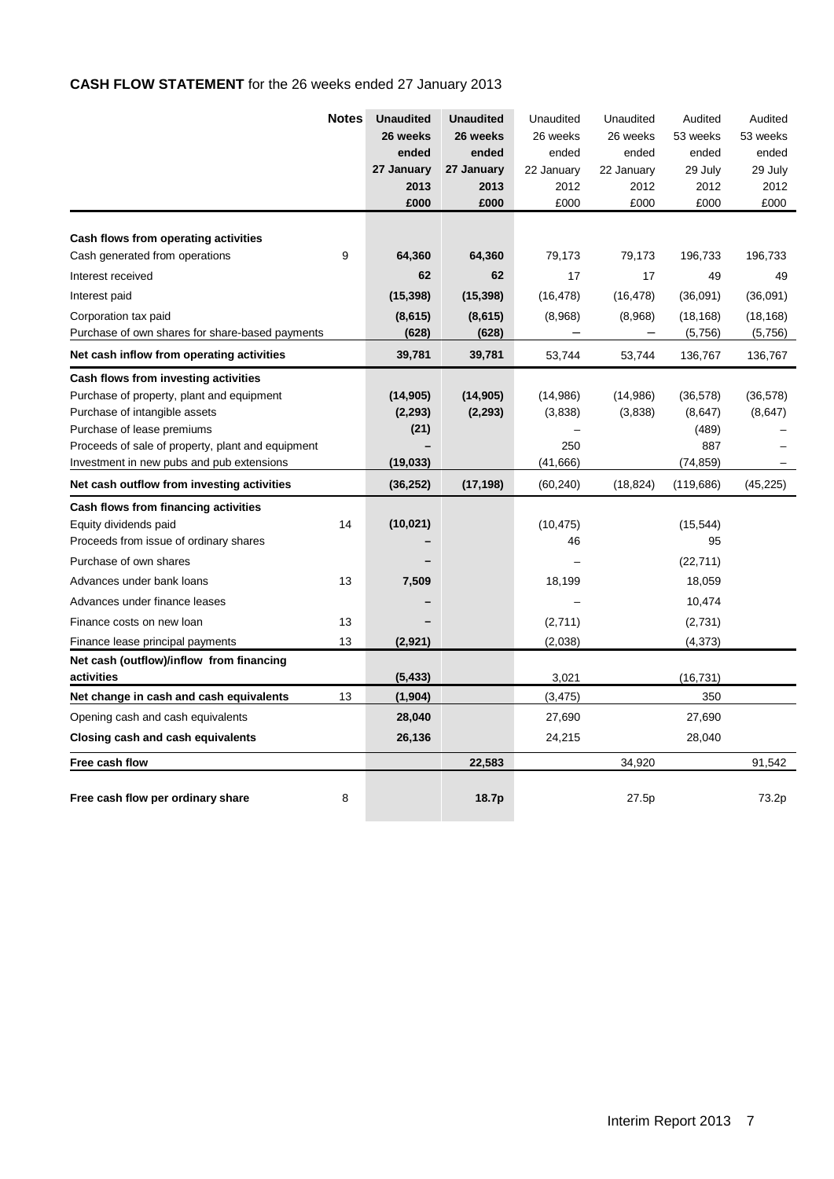**CASH FLOW STATEMENT** for the 26 weeks ended 27 January 2013

| | Notes | Unaudited 26 weeks ended 27 January 2013 £000 | Unaudited 26 weeks ended 27 January 2013 £000 | Unaudited 26 weeks ended 22 January 2012 £000 | Unaudited 26 weeks ended 22 January 2012 £000 | Audited 53 weeks ended 29 July 2012 £000 | Audited 53 weeks ended 29 July 2012 £000 |
|---|---|---|---|---|---|---|---|
| **Cash flows from operating activities** | | | | | | | |
| Cash generated from operations | 9 | **64,360** | **64,360** | 79,173 | 79,173 | 196,733 | 196,733 |
| Interest received | | **62** | **62** | 17 | 17 | 49 | 49 |
| Interest paid | | **(15,398)** | **(15,398)** | (16,478) | (16,478) | (36,091) | (36,091) |
| Corporation tax paid | | **(8,615)** | **(8,615)** | (8,968) | (8,968) | (18,168) | (18,168) |
| Purchase of own shares for share-based payments | | **(628)** | **(628)** | – | – | (5,756) | (5,756) |
| **Net cash inflow from operating activities** | | **39,781** | **39,781** | 53,744 | 53,744 | 136,767 | 136,767 |
| **Cash flows from investing activities** | | | | | | | |
| Purchase of property, plant and equipment | | **(14,905)** | **(14,905)** | (14,986) | (14,986) | (36,578) | (36,578) |
| Purchase of intangible assets | | **(2,293)** | **(2,293)** | (3,838) | (3,838) | (8,647) | (8,647) |
| Purchase of lease premiums | | **(21)** | | – | | (489) | – |
| Proceeds of sale of property, plant and equipment | | **–** | | 250 | | 887 | – |
| Investment in new pubs and pub extensions | | **(19,033)** | | (41,666) | | (74,859) | – |
| **Net cash outflow from investing activities** | | **(36,252)** | **(17,198)** | (60,240) | (18,824) | (119,686) | (45,225) |
| **Cash flows from financing activities** | | | | | | | |
| Equity dividends paid | 14 | **(10,021)** | | (10,475) | | (15,544) | |
| Proceeds from issue of ordinary shares | | **–** | | 46 | | 95 | |
| Purchase of own shares | | **–** | | – | | (22,711) | |
| Advances under bank loans | 13 | **7,509** | | 18,199 | | 18,059 | |
| Advances under finance leases | | **–** | | – | | 10,474 | |
| Finance costs on new loan | 13 | **–** | | (2,711) | | (2,731) | |
| Finance lease principal payments | 13 | **(2,921)** | | (2,038) | | (4,373) | |
| **Net cash (outflow)/inflow from financing activities** | | **(5,433)** | | 3,021 | | (16,731) | |
| **Net change in cash and cash equivalents** | 13 | **(1,904)** | | (3,475) | | 350 | |
| Opening cash and cash equivalents | | **28,040** | | 27,690 | | 27,690 | |
| **Closing cash and cash equivalents** | | **26,136** | | 24,215 | | 28,040 | |
| **Free cash flow** | | | **22,583** | | 34,920 | | 91,542 |
| **Free cash flow per ordinary share** | 8 | | **18.7p** | | 27.5p | | 73.2p |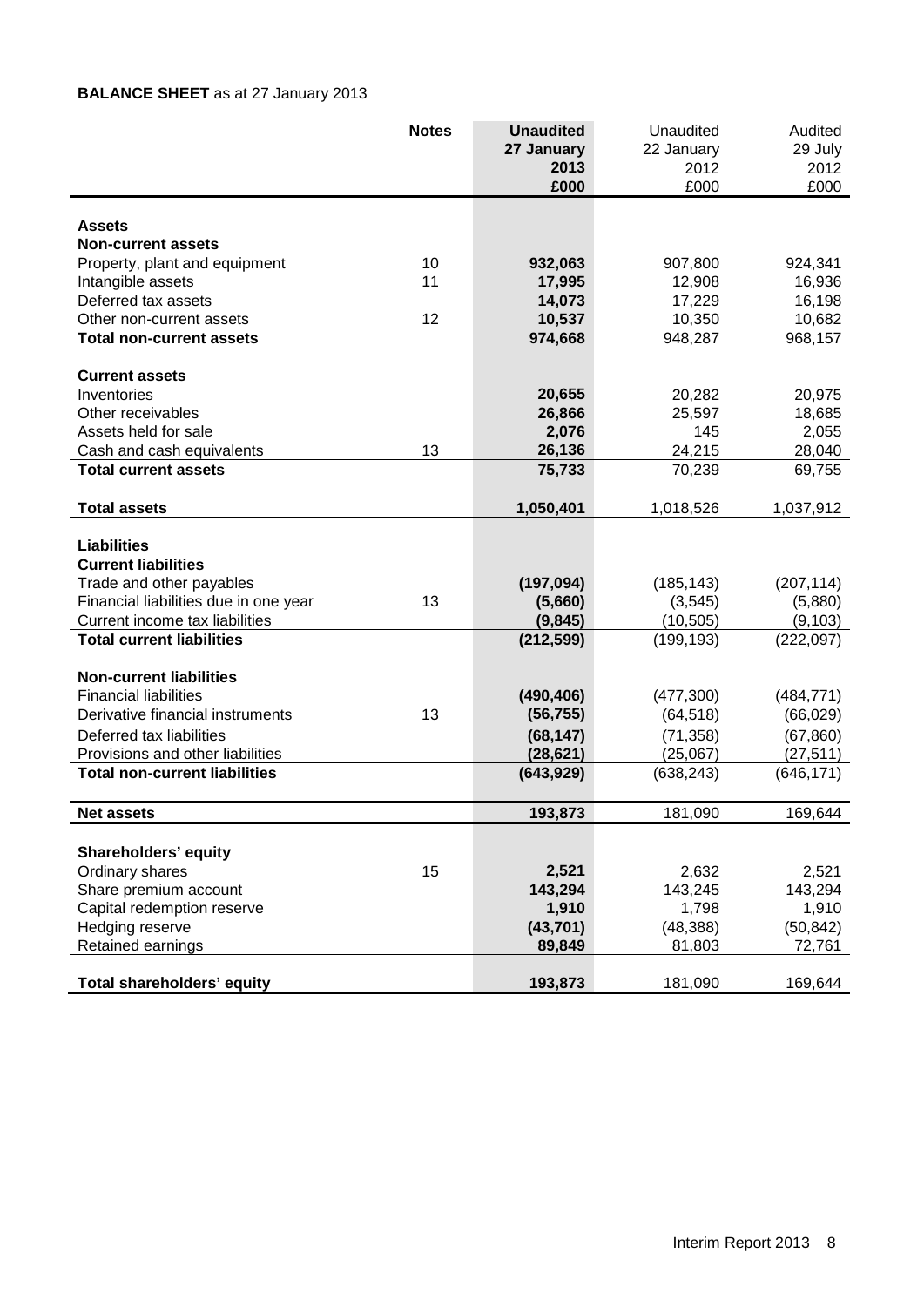**BALANCE SHEET** as at 27 January 2013

| | Notes | **Unaudited 27 January 2013 £000** | Unaudited 22 January 2012 £000 | Audited 29 July 2012 £000 |
|---|---|---|---|---|
| **Assets** | | | | |
| **Non-current assets** | | | | |
| Property, plant and equipment | 10 | **932,063** | 907,800 | 924,341 |
| Intangible assets | 11 | **17,995** | 12,908 | 16,936 |
| Deferred tax assets | | **14,073** | 17,229 | 16,198 |
| Other non-current assets | 12 | **10,537** | 10,350 | 10,682 |
| **Total non-current assets** | | **974,668** | 948,287 | 968,157 |
| **Current assets** | | | | |
| Inventories | | **20,655** | 20,282 | 20,975 |
| Other receivables | | **26,866** | 25,597 | 18,685 |
| Assets held for sale | | **2,076** | 145 | 2,055 |
| Cash and cash equivalents | 13 | **26,136** | 24,215 | 28,040 |
| **Total current assets** | | **75,733** | 70,239 | 69,755 |
| **Total assets** | | **1,050,401** | 1,018,526 | 1,037,912 |
| **Liabilities** | | | | |
| **Current liabilities** | | | | |
| Trade and other payables | | **(197,094)** | (185,143) | (207,114) |
| Financial liabilities due in one year | 13 | **(5,660)** | (3,545) | (5,880) |
| Current income tax liabilities | | **(9,845)** | (10,505) | (9,103) |
| **Total current liabilities** | | **(212,599)** | (199,193) | (222,097) |
| **Non-current liabilities** | | | | |
| Financial liabilities | | **(490,406)** | (477,300) | (484,771) |
| Derivative financial instruments | 13 | **(56,755)** | (64,518) | (66,029) |
| Deferred tax liabilities | | **(68,147)** | (71,358) | (67,860) |
| Provisions and other liabilities | | **(28,621)** | (25,067) | (27,511) |
| **Total non-current liabilities** | | **(643,929)** | (638,243) | (646,171) |
| **Net assets** | | **193,873** | 181,090 | 169,644 |
| **Shareholders' equity** | | | | |
| Ordinary shares | 15 | **2,521** | 2,632 | 2,521 |
| Share premium account | | **143,294** | 143,245 | 143,294 |
| Capital redemption reserve | | **1,910** | 1,798 | 1,910 |
| Hedging reserve | | **(43,701)** | (48,388) | (50,842) |
| Retained earnings | | **89,849** | 81,803 | 72,761 |
| **Total shareholders' equity** | | **193,873** | 181,090 | 169,644 |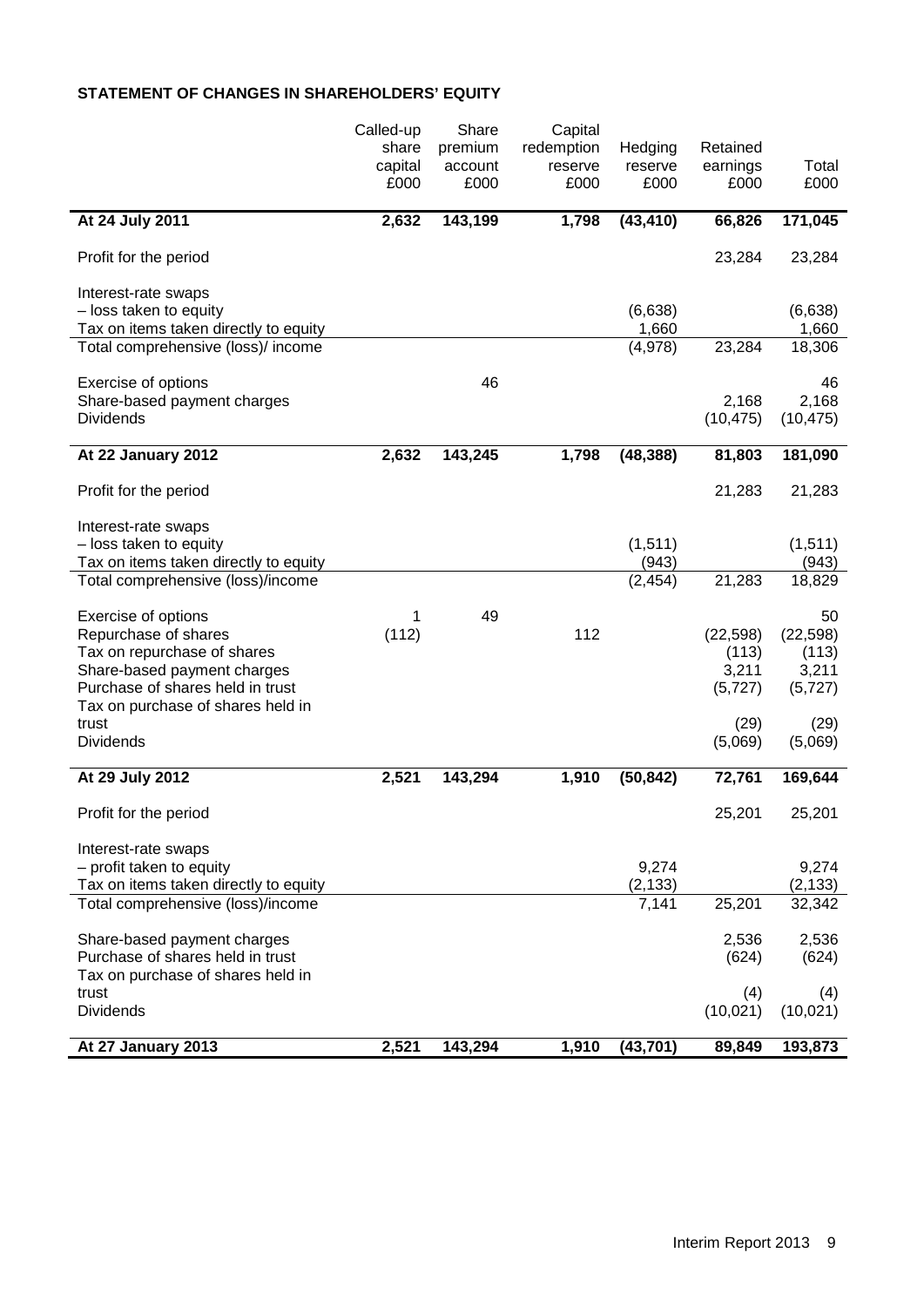**STATEMENT OF CHANGES IN SHAREHOLDERS' EQUITY**

| | Called-up share capital £000 | Share premium account £000 | Capital redemption reserve £000 | Hedging reserve £000 | Retained earnings £000 | Total £000 |
|---|---|---|---|---|---|---|
| **At 24 July 2011** | **2,632** | **143,199** | **1,798** | **(43,410)** | **66,826** | **171,045** |
| Profit for the period | | | | | 23,284 | 23,284 |
| Interest-rate swaps | | | | | | |
| – loss taken to equity | | | | (6,638) | | (6,638) |
| Tax on items taken directly to equity | | | | 1,660 | | 1,660 |
| Total comprehensive (loss)/ income | | | | (4,978) | 23,284 | 18,306 |
| Exercise of options | | 46 | | | | 46 |
| Share-based payment charges | | | | | 2,168 | 2,168 |
| Dividends | | | | | (10,475) | (10,475) |
| **At 22 January 2012** | **2,632** | **143,245** | **1,798** | **(48,388)** | **81,803** | **181,090** |
| Profit for the period | | | | | 21,283 | 21,283 |
| Interest-rate swaps | | | | | | |
| – loss taken to equity | | | | (1,511) | | (1,511) |
| Tax on items taken directly to equity | | | | (943) | | (943) |
| Total comprehensive (loss)/income | | | | (2,454) | 21,283 | 18,829 |
| Exercise of options | 1 | 49 | | | | 50 |
| Repurchase of shares | (112) | | 112 | | (22,598) | (22,598) |
| Tax on repurchase of shares | | | | | (113) | (113) |
| Share-based payment charges | | | | | 3,211 | 3,211 |
| Purchase of shares held in trust | | | | | (5,727) | (5,727) |
| Tax on purchase of shares held in trust | | | | | (29) | (29) |
| Dividends | | | | | (5,069) | (5,069) |
| **At 29 July 2012** | **2,521** | **143,294** | **1,910** | **(50,842)** | **72,761** | **169,644** |
| Profit for the period | | | | | 25,201 | 25,201 |
| Interest-rate swaps | | | | | | |
| – profit taken to equity | | | | 9,274 | | 9,274 |
| Tax on items taken directly to equity | | | | (2,133) | | (2,133) |
| Total comprehensive (loss)/income | | | | 7,141 | 25,201 | 32,342 |
| Share-based payment charges | | | | | 2,536 | 2,536 |
| Purchase of shares held in trust | | | | | (624) | (624) |
| Tax on purchase of shares held in trust | | | | | (4) | (4) |
| Dividends | | | | | (10,021) | (10,021) |
| **At 27 January 2013** | **2,521** | **143,294** | **1,910** | **(43,701)** | **89,849** | **193,873** |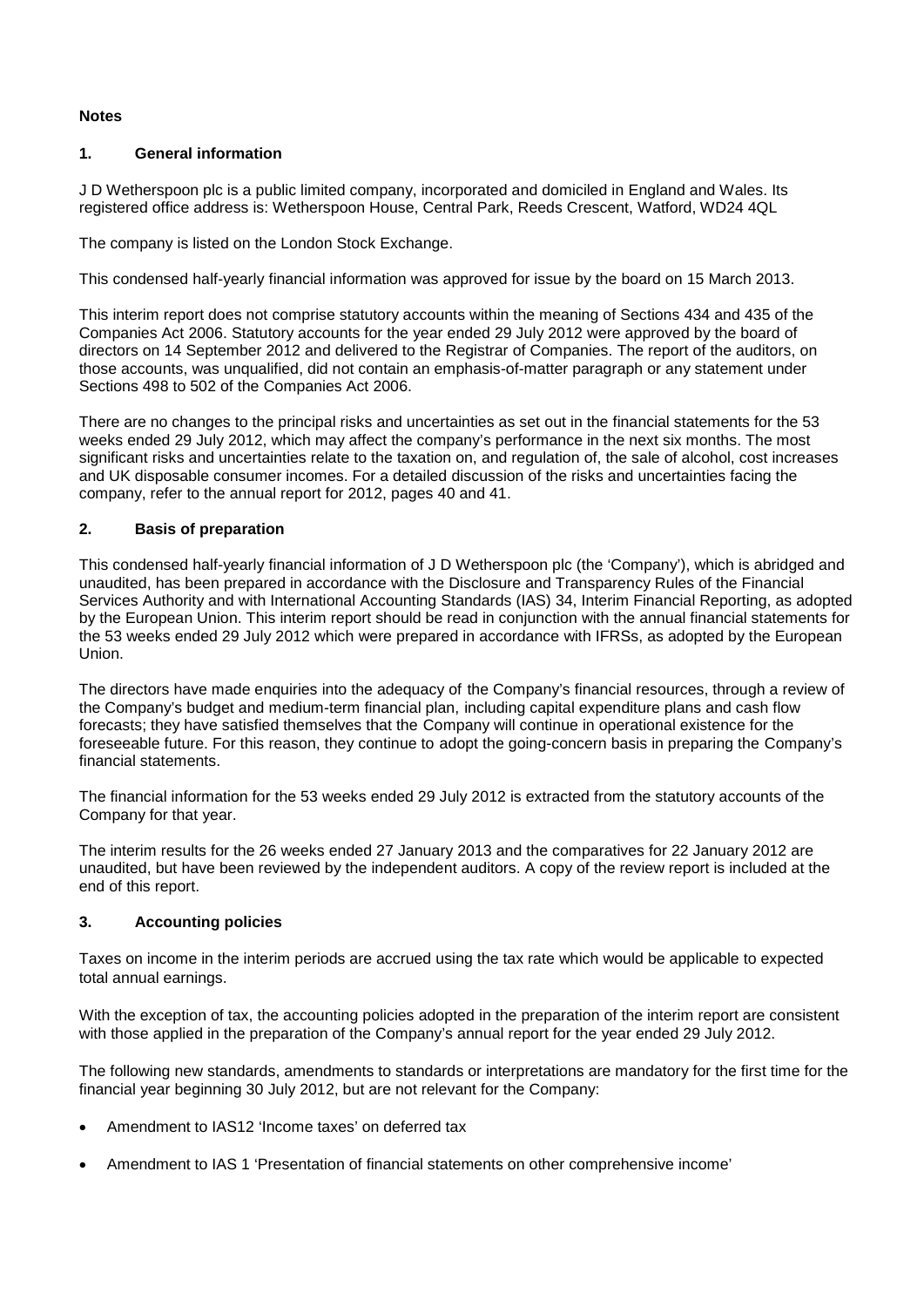**Notes**

## 1. General information

J D Wetherspoon plc is a public limited company, incorporated and domiciled in England and Wales. Its registered office address is: Wetherspoon House, Central Park, Reeds Crescent, Watford, WD24 4QL

The company is listed on the London Stock Exchange.

This condensed half-yearly financial information was approved for issue by the board on 15 March 2013.

This interim report does not comprise statutory accounts within the meaning of Sections 434 and 435 of the Companies Act 2006. Statutory accounts for the year ended 29 July 2012 were approved by the board of directors on 14 September 2012 and delivered to the Registrar of Companies. The report of the auditors, on those accounts, was unqualified, did not contain an emphasis-of-matter paragraph or any statement under Sections 498 to 502 of the Companies Act 2006.

There are no changes to the principal risks and uncertainties as set out in the financial statements for the 53 weeks ended 29 July 2012, which may affect the company's performance in the next six months. The most significant risks and uncertainties relate to the taxation on, and regulation of, the sale of alcohol, cost increases and UK disposable consumer incomes. For a detailed discussion of the risks and uncertainties facing the company, refer to the annual report for 2012, pages 40 and 41.

## 2. Basis of preparation

This condensed half-yearly financial information of J D Wetherspoon plc (the 'Company'), which is abridged and unaudited, has been prepared in accordance with the Disclosure and Transparency Rules of the Financial Services Authority and with International Accounting Standards (IAS) 34, Interim Financial Reporting, as adopted by the European Union. This interim report should be read in conjunction with the annual financial statements for the 53 weeks ended 29 July 2012 which were prepared in accordance with IFRSs, as adopted by the European Union.

The directors have made enquiries into the adequacy of the Company's financial resources, through a review of the Company's budget and medium-term financial plan, including capital expenditure plans and cash flow forecasts; they have satisfied themselves that the Company will continue in operational existence for the foreseeable future. For this reason, they continue to adopt the going-concern basis in preparing the Company's financial statements.

The financial information for the 53 weeks ended 29 July 2012 is extracted from the statutory accounts of the Company for that year.

The interim results for the 26 weeks ended 27 January 2013 and the comparatives for 22 January 2012 are unaudited, but have been reviewed by the independent auditors. A copy of the review report is included at the end of this report.

## 3. Accounting policies

Taxes on income in the interim periods are accrued using the tax rate which would be applicable to expected total annual earnings.

With the exception of tax, the accounting policies adopted in the preparation of the interim report are consistent with those applied in the preparation of the Company's annual report for the year ended 29 July 2012.

The following new standards, amendments to standards or interpretations are mandatory for the first time for the financial year beginning 30 July 2012, but are not relevant for the Company:

- Amendment to IAS12 'Income taxes' on deferred tax
- Amendment to IAS 1 'Presentation of financial statements on other comprehensive income'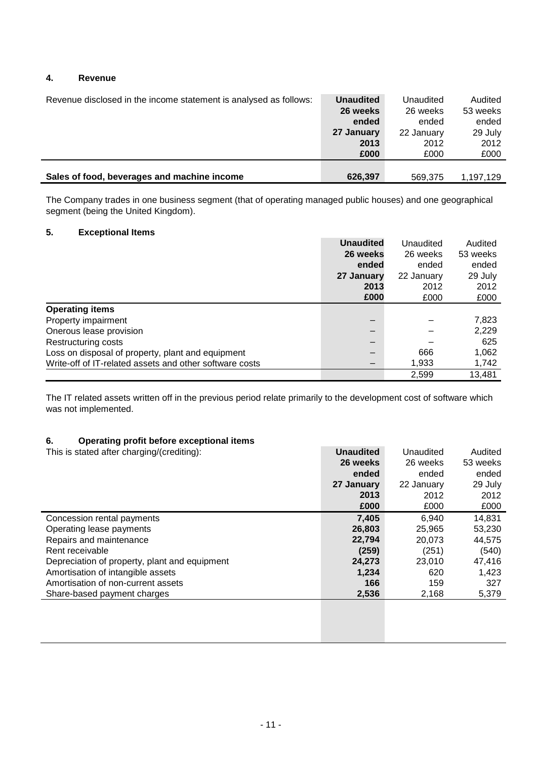## 4. Revenue

| Revenue disclosed in the income statement is analysed as follows: | **Unaudited 26 weeks ended 27 January 2013 £000** | Unaudited 26 weeks ended 22 January 2012 £000 | Audited 53 weeks ended 29 July 2012 £000 |
|---|---|---|---|
| **Sales of food, beverages and machine income** | **626,397** | 569,375 | 1,197,129 |

The Company trades in one business segment (that of operating managed public houses) and one geographical segment (being the United Kingdom).

## 5. Exceptional Items

| | **Unaudited 26 weeks ended 27 January 2013 £000** | Unaudited 26 weeks ended 22 January 2012 £000 | Audited 53 weeks ended 29 July 2012 £000 |
|---|---|---|---|
| **Operating items** | | | |
| Property impairment | – | – | 7,823 |
| Onerous lease provision | – | – | 2,229 |
| Restructuring costs | – | – | 625 |
| Loss on disposal of property, plant and equipment | – | 666 | 1,062 |
| Write-off of IT-related assets and other software costs | – | 1,933 | 1,742 |
| | | 2,599 | 13,481 |

The IT related assets written off in the previous period relate primarily to the development cost of software which was not implemented.

## 6. Operating profit before exceptional items

| This is stated after charging/(crediting): | **Unaudited 26 weeks ended 27 January 2013 £000** | Unaudited 26 weeks ended 22 January 2012 £000 | Audited 53 weeks ended 29 July 2012 £000 |
|---|---|---|---|
| Concession rental payments | **7,405** | 6,940 | 14,831 |
| Operating lease payments | **26,803** | 25,965 | 53,230 |
| Repairs and maintenance | **22,794** | 20,073 | 44,575 |
| Rent receivable | **(259)** | (251) | (540) |
| Depreciation of property, plant and equipment | **24,273** | 23,010 | 47,416 |
| Amortisation of intangible assets | **1,234** | 620 | 1,423 |
| Amortisation of non-current assets | **166** | 159 | 327 |
| Share-based payment charges | **2,536** | 2,168 | 5,379 |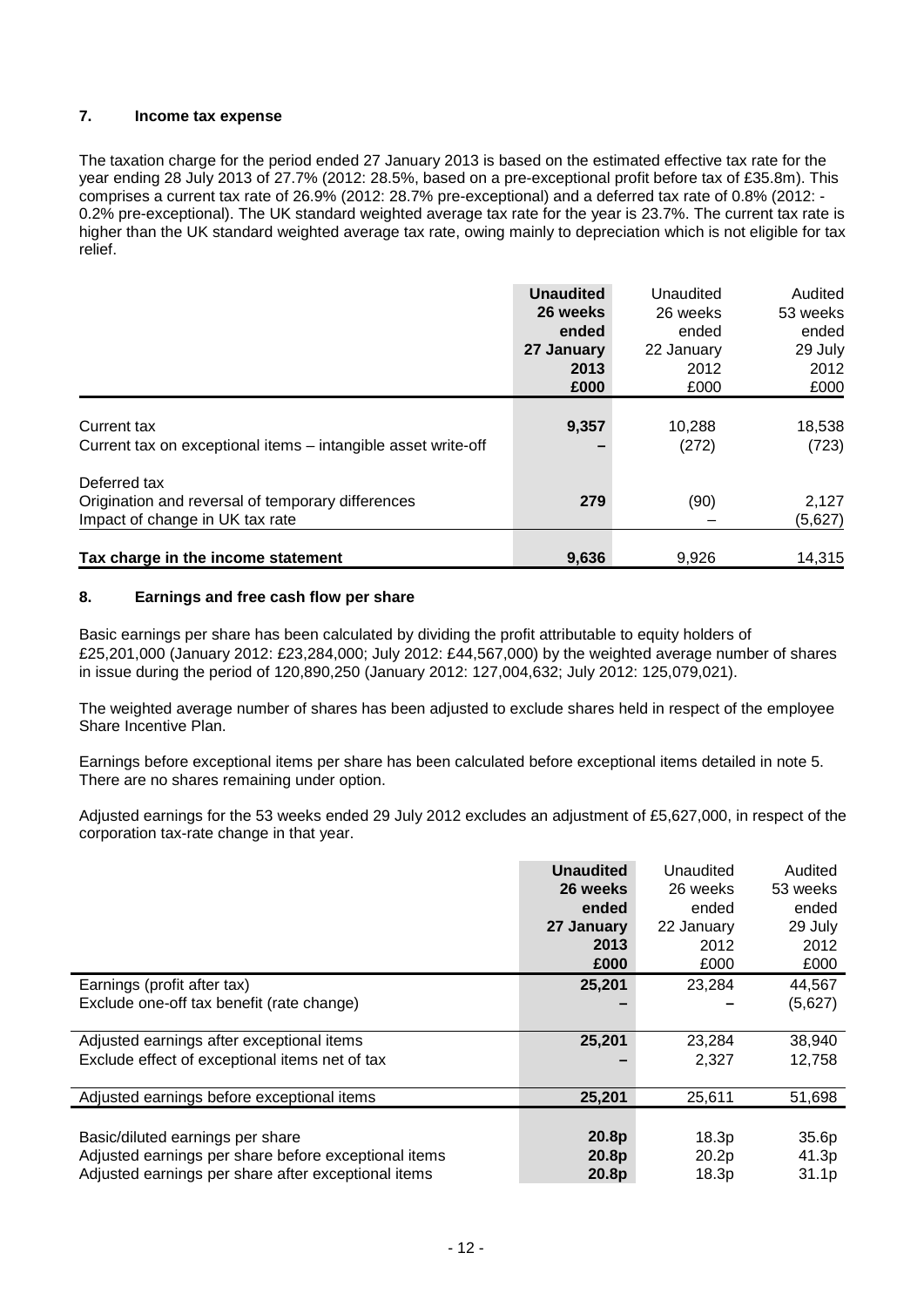## 7. Income tax expense

The taxation charge for the period ended 27 January 2013 is based on the estimated effective tax rate for the year ending 28 July 2013 of 27.7% (2012: 28.5%, based on a pre-exceptional profit before tax of £35.8m). This comprises a current tax rate of 26.9% (2012: 28.7% pre-exceptional) and a deferred tax rate of 0.8% (2012: -0.2% pre-exceptional). The UK standard weighted average tax rate for the year is 23.7%. The current tax rate is higher than the UK standard weighted average tax rate, owing mainly to depreciation which is not eligible for tax relief.

| | **Unaudited 26 weeks ended 27 January 2013 £000** | Unaudited 26 weeks ended 22 January 2012 £000 | Audited 53 weeks ended 29 July 2012 £000 |
|---|---|---|---|
| Current tax | **9,357** | 10,288 | 18,538 |
| Current tax on exceptional items – intangible asset write-off | **–** | (272) | (723) |
| Deferred tax | | | |
| Origination and reversal of temporary differences | **279** | (90) | 2,127 |
| Impact of change in UK tax rate | | – | (5,627) |
| **Tax charge in the income statement** | **9,636** | 9,926 | 14,315 |

## 8. Earnings and free cash flow per share

Basic earnings per share has been calculated by dividing the profit attributable to equity holders of £25,201,000 (January 2012: £23,284,000; July 2012: £44,567,000) by the weighted average number of shares in issue during the period of 120,890,250 (January 2012: 127,004,632; July 2012: 125,079,021).

The weighted average number of shares has been adjusted to exclude shares held in respect of the employee Share Incentive Plan.

Earnings before exceptional items per share has been calculated before exceptional items detailed in note 5. There are no shares remaining under option.

Adjusted earnings for the 53 weeks ended 29 July 2012 excludes an adjustment of £5,627,000, in respect of the corporation tax-rate change in that year.

| | **Unaudited 26 weeks ended 27 January 2013 £000** | Unaudited 26 weeks ended 22 January 2012 £000 | Audited 53 weeks ended 29 July 2012 £000 |
|---|---|---|---|
| Earnings (profit after tax) | **25,201** | 23,284 | 44,567 |
| Exclude one-off tax benefit (rate change) | **–** | **–** | (5,627) |
| Adjusted earnings after exceptional items | **25,201** | 23,284 | 38,940 |
| Exclude effect of exceptional items net of tax | **–** | 2,327 | 12,758 |
| Adjusted earnings before exceptional items | **25,201** | 25,611 | 51,698 |
| Basic/diluted earnings per share | **20.8p** | 18.3p | 35.6p |
| Adjusted earnings per share before exceptional items | **20.8p** | 20.2p | 41.3p |
| Adjusted earnings per share after exceptional items | **20.8p** | 18.3p | 31.1p |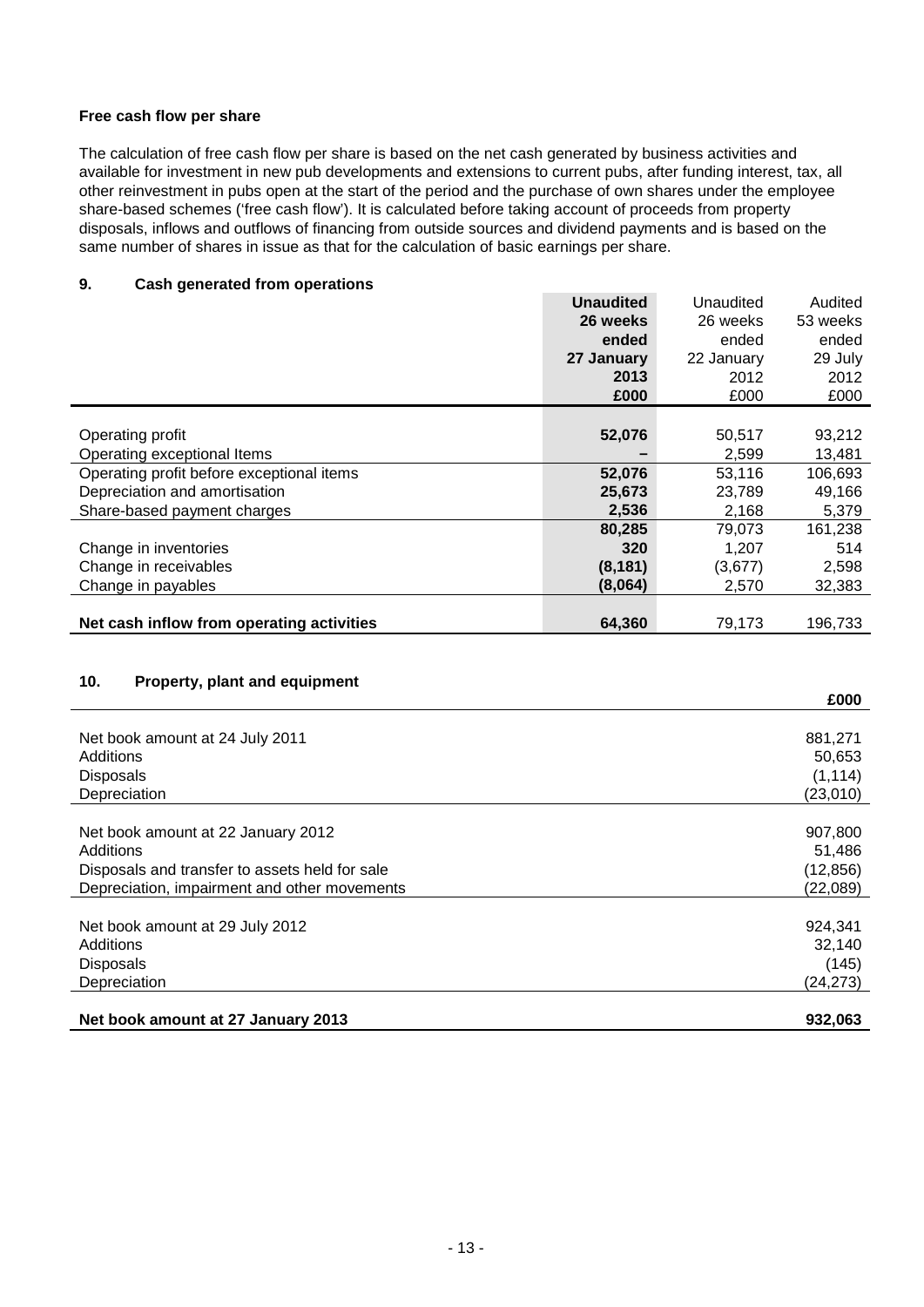**Free cash flow per share**

The calculation of free cash flow per share is based on the net cash generated by business activities and available for investment in new pub developments and extensions to current pubs, after funding interest, tax, all other reinvestment in pubs open at the start of the period and the purchase of own shares under the employee share-based schemes ('free cash flow'). It is calculated before taking account of proceeds from property disposals, inflows and outflows of financing from outside sources and dividend payments and is based on the same number of shares in issue as that for the calculation of basic earnings per share.

## 9. Cash generated from operations

| | **Unaudited 26 weeks ended 27 January 2013 £000** | Unaudited 26 weeks ended 22 January 2012 £000 | Audited 53 weeks ended 29 July 2012 £000 |
|---|---|---|---|
| Operating profit | **52,076** | 50,517 | 93,212 |
| Operating exceptional Items | **–** | 2,599 | 13,481 |
| Operating profit before exceptional items | **52,076** | 53,116 | 106,693 |
| Depreciation and amortisation | **25,673** | 23,789 | 49,166 |
| Share-based payment charges | **2,536** | 2,168 | 5,379 |
| | **80,285** | 79,073 | 161,238 |
| Change in inventories | **320** | 1,207 | 514 |
| Change in receivables | **(8,181)** | (3,677) | 2,598 |
| Change in payables | **(8,064)** | 2,570 | 32,383 |
| **Net cash inflow from operating activities** | **64,360** | 79,173 | 196,733 |

## 10. Property, plant and equipment

| | **£000** |
|---|---|
| Net book amount at 24 July 2011 | 881,271 |
| Additions | 50,653 |
| Disposals | (1,114) |
| Depreciation | (23,010) |
| Net book amount at 22 January 2012 | 907,800 |
| Additions | 51,486 |
| Disposals and transfer to assets held for sale | (12,856) |
| Depreciation, impairment and other movements | (22,089) |
| Net book amount at 29 July 2012 | 924,341 |
| Additions | 32,140 |
| Disposals | (145) |
| Depreciation | (24,273) |
| **Net book amount at 27 January 2013** | **932,063** |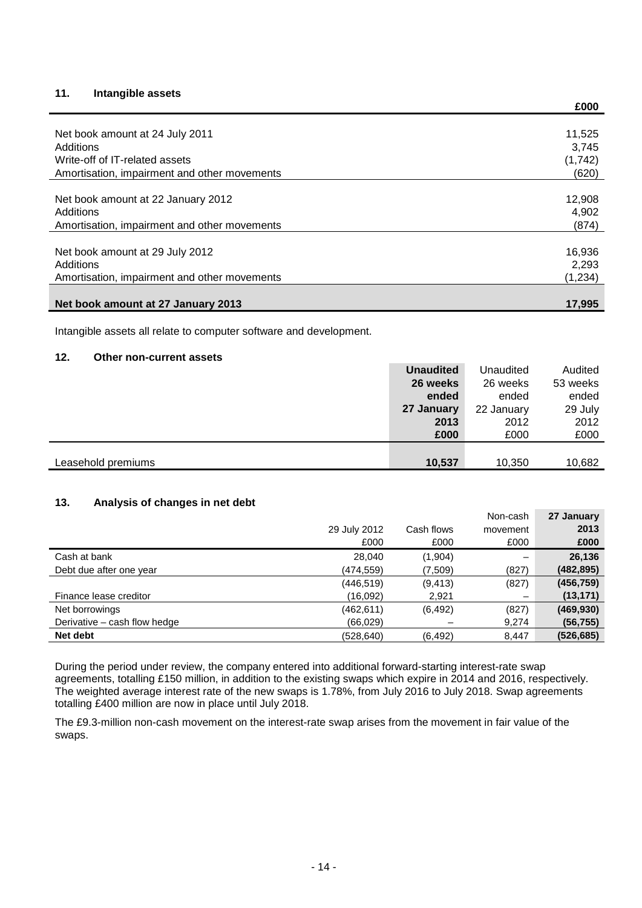## 11. Intangible assets

| | £000 |
|---|---|
| Net book amount at 24 July 2011 | 11,525 |
| Additions | 3,745 |
| Write-off of IT-related assets | (1,742) |
| Amortisation, impairment and other movements | (620) |
| Net book amount at 22 January 2012 | 12,908 |
| Additions | 4,902 |
| Amortisation, impairment and other movements | (874) |
| Net book amount at 29 July 2012 | 16,936 |
| Additions | 2,293 |
| Amortisation, impairment and other movements | (1,234) |
| **Net book amount at 27 January 2013** | **17,995** |

Intangible assets all relate to computer software and development.

## 12. Other non-current assets

| | **Unaudited 26 weeks ended 27 January 2013 £000** | Unaudited 26 weeks ended 22 January 2012 £000 | Audited 53 weeks ended 29 July 2012 £000 |
|---|---|---|---|
| Leasehold premiums | **10,537** | 10,350 | 10,682 |

## 13. Analysis of changes in net debt

| | 29 July 2012 £000 | Cash flows £000 | Non-cash movement £000 | **27 January 2013 £000** |
|---|---|---|---|---|
| Cash at bank | 28,040 | (1,904) | – | **26,136** |
| Debt due after one year | (474,559) | (7,509) | (827) | **(482,895)** |
| | (446,519) | (9,413) | (827) | **(456,759)** |
| Finance lease creditor | (16,092) | 2,921 | – | **(13,171)** |
| Net borrowings | (462,611) | (6,492) | (827) | **(469,930)** |
| Derivative – cash flow hedge | (66,029) | – | 9,274 | **(56,755)** |
| **Net debt** | (528,640) | (6,492) | 8,447 | **(526,685)** |

During the period under review, the company entered into additional forward-starting interest-rate swap agreements, totalling £150 million, in addition to the existing swaps which expire in 2014 and 2016, respectively. The weighted average interest rate of the new swaps is 1.78%, from July 2016 to July 2018. Swap agreements totalling £400 million are now in place until July 2018.

The £9.3-million non-cash movement on the interest-rate swap arises from the movement in fair value of the swaps.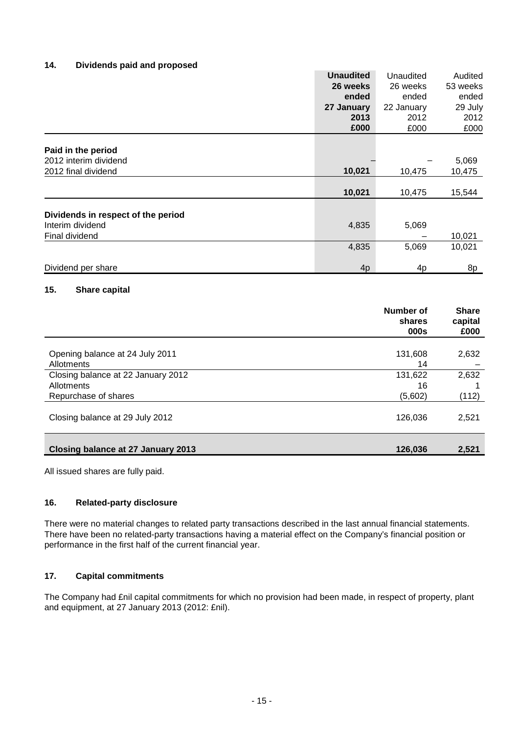## 14. Dividends paid and proposed

| | **Unaudited 26 weeks ended 27 January 2013 £000** | Unaudited 26 weeks ended 22 January 2012 £000 | Audited 53 weeks ended 29 July 2012 £000 |
|---|---|---|---|
| **Paid in the period** | | | |
| 2012 interim dividend | – | – | 5,069 |
| 2012 final dividend | **10,021** | 10,475 | 10,475 |
| | **10,021** | 10,475 | 15,544 |
| **Dividends in respect of the period** | | | |
| Interim dividend | 4,835 | 5,069 | |
| Final dividend | | – | 10,021 |
| | 4,835 | 5,069 | 10,021 |
| Dividend per share | 4p | 4p | 8p |

## 15. Share capital

| | **Number of shares 000s** | **Share capital £000** |
|---|---|---|
| Opening balance at 24 July 2011 | 131,608 | 2,632 |
| Allotments | 14 | – |
| Closing balance at 22 January 2012 | 131,622 | 2,632 |
| Allotments | 16 | 1 |
| Repurchase of shares | (5,602) | (112) |
| Closing balance at 29 July 2012 | 126,036 | 2,521 |
| **Closing balance at 27 January 2013** | **126,036** | **2,521** |

All issued shares are fully paid.

## 16. Related-party disclosure

There were no material changes to related party transactions described in the last annual financial statements. There have been no related-party transactions having a material effect on the Company's financial position or performance in the first half of the current financial year.

## 17. Capital commitments

The Company had £nil capital commitments for which no provision had been made, in respect of property, plant and equipment, at 27 January 2013 (2012: £nil).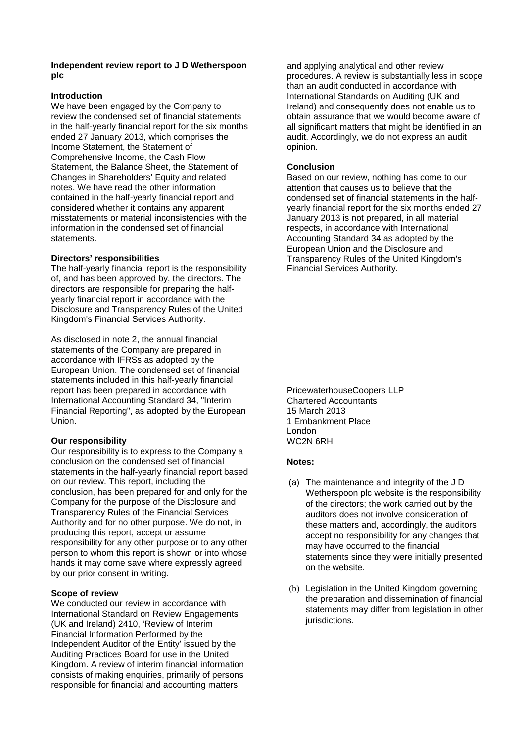## Independent review report to J D Wetherspoon plc

### Introduction

We have been engaged by the Company to review the condensed set of financial statements in the half-yearly financial report for the six months ended 27 January 2013, which comprises the Income Statement, the Statement of Comprehensive Income, the Cash Flow Statement, the Balance Sheet, the Statement of Changes in Shareholders' Equity and related notes. We have read the other information contained in the half-yearly financial report and considered whether it contains any apparent misstatements or material inconsistencies with the information in the condensed set of financial statements.

### Directors' responsibilities

The half-yearly financial report is the responsibility of, and has been approved by, the directors. The directors are responsible for preparing the half-yearly financial report in accordance with the Disclosure and Transparency Rules of the United Kingdom's Financial Services Authority.

As disclosed in note 2, the annual financial statements of the Company are prepared in accordance with IFRSs as adopted by the European Union. The condensed set of financial statements included in this half-yearly financial report has been prepared in accordance with International Accounting Standard 34, "Interim Financial Reporting", as adopted by the European Union.

### Our responsibility

Our responsibility is to express to the Company a conclusion on the condensed set of financial statements in the half-yearly financial report based on our review. This report, including the conclusion, has been prepared for and only for the Company for the purpose of the Disclosure and Transparency Rules of the Financial Services Authority and for no other purpose. We do not, in producing this report, accept or assume responsibility for any other purpose or to any other person to whom this report is shown or into whose hands it may come save where expressly agreed by our prior consent in writing.

### Scope of review

We conducted our review in accordance with International Standard on Review Engagements (UK and Ireland) 2410, 'Review of Interim Financial Information Performed by the Independent Auditor of the Entity' issued by the Auditing Practices Board for use in the United Kingdom. A review of interim financial information consists of making enquiries, primarily of persons responsible for financial and accounting matters, and applying analytical and other review procedures. A review is substantially less in scope than an audit conducted in accordance with International Standards on Auditing (UK and Ireland) and consequently does not enable us to obtain assurance that we would become aware of all significant matters that might be identified in an audit. Accordingly, we do not express an audit opinion.

### Conclusion

Based on our review, nothing has come to our attention that causes us to believe that the condensed set of financial statements in the half-yearly financial report for the six months ended 27 January 2013 is not prepared, in all material respects, in accordance with International Accounting Standard 34 as adopted by the European Union and the Disclosure and Transparency Rules of the United Kingdom's Financial Services Authority.

PricewaterhouseCoopers LLP
Chartered Accountants
15 March 2013
1 Embankment Place
London
WC2N 6RH

### Notes:

(a) The maintenance and integrity of the J D Wetherspoon plc website is the responsibility of the directors; the work carried out by the auditors does not involve consideration of these matters and, accordingly, the auditors accept no responsibility for any changes that may have occurred to the financial statements since they were initially presented on the website.

(b) Legislation in the United Kingdom governing the preparation and dissemination of financial statements may differ from legislation in other jurisdictions.